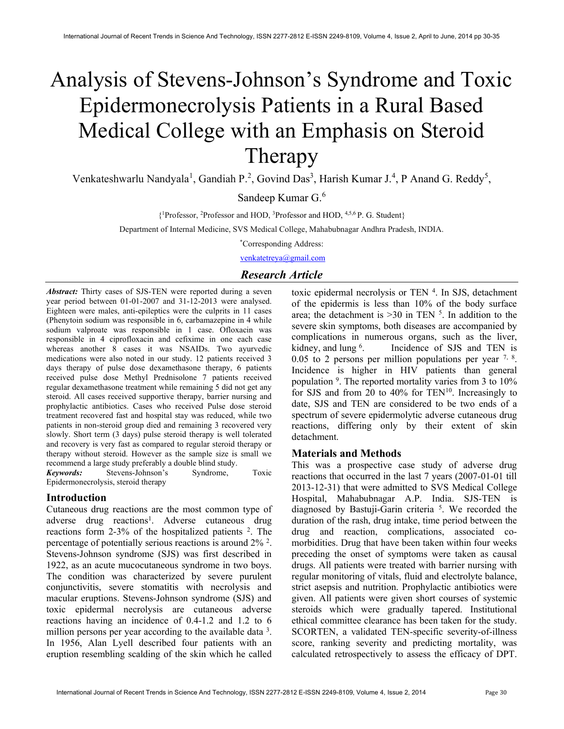# Analysis of Stevens-Johnson's Syndrome and Toxic Epidermonecrolysis Patients in a Rural Based Medical College with an Emphasis on Steroid Therapy

Venkateshwarlu Nandyala[1], Gandiah P.[2], Govind Das[3], Harish Kumar J.[4], P Anand G. Reddy[5], Sandeep Kumar G.[6]

{[1]Professor, [2]Professor and HOD, [3]Professor and HOD, [4,5,6]P. G. Student}

Department of Internal Medicine, SVS Medical College, Mahabubnagar Andhra Pradesh, INDIA.

*Corresponding Address:

venkatetreya@gmail.com

## *Research Article*

***Abstract:*** Thirty cases of SJS-TEN were reported during a seven year period between 01-01-2007 and 31-12-2013 were analysed. Eighteen were males, anti-epileptics were the culprits in 11 cases (Phenytoin sodium was responsible in 6, carbamazepine in 4 while sodium valproate was responsible in 1 case. Ofloxacin was responsible in 4 ciprofloxacin and cefixime in one each case whereas another 8 cases it was NSAIDs. Two ayurvedic medications were also noted in our study. 12 patients received 3 days therapy of pulse dose dexamethasone therapy, 6 patients received pulse dose Methyl Prednisolone 7 patients received regular dexamethasone treatment while remaining 5 did not get any steroid. All cases received supportive therapy, barrier nursing and prophylactic antibiotics. Cases who received Pulse dose steroid treatment recovered fast and hospital stay was reduced, while two patients in non-steroid group died and remaining 3 recovered very slowly. Short term (3 days) pulse steroid therapy is well tolerated and recovery is very fast as compared to regular steroid therapy or therapy without steroid. However as the sample size is small we recommend a large study preferably a double blind study.

***Keywords:*** Stevens-Johnson's Syndrome, Toxic Epidermonecrolysis, steroid therapy

## Introduction

Cutaneous drug reactions are the most common type of adverse drug reactions[1]. Adverse cutaneous drug reactions form 2-3% of the hospitalized patients [2]. The percentage of potentially serious reactions is around 2% [2]. Stevens-Johnson syndrome (SJS) was first described in 1922, as an acute mucocutaneous syndrome in two boys. The condition was characterized by severe purulent conjunctivitis, severe stomatitis with necrolysis and macular eruptions. Stevens-Johnson syndrome (SJS) and toxic epidermal necrolysis are cutaneous adverse reactions having an incidence of 0.4-1.2 and 1.2 to 6 million persons per year according to the available data [3]. In 1956, Alan Lyell described four patients with an eruption resembling scalding of the skin which he called toxic epidermal necrolysis or TEN [4]. In SJS, detachment of the epidermis is less than 10% of the body surface area; the detachment is >30 in TEN [5]. In addition to the severe skin symptoms, both diseases are accompanied by complications in numerous organs, such as the liver, kidney, and lung [6]. Incidence of SJS and TEN is 0.05 to 2 persons per million populations per year [7, 8]. Incidence is higher in HIV patients than general population [9]. The reported mortality varies from 3 to 10% for SJS and from 20 to 40% for TEN[10]. Increasingly to date, SJS and TEN are considered to be two ends of a spectrum of severe epidermolytic adverse cutaneous drug reactions, differing only by their extent of skin detachment.

## Materials and Methods

This was a prospective case study of adverse drug reactions that occurred in the last 7 years (2007-01-01 till 2013-12-31) that were admitted to SVS Medical College Hospital, Mahabubnagar A.P. India. SJS-TEN is diagnosed by Bastuji-Garin criteria [5]. We recorded the duration of the rash, drug intake, time period between the drug and reaction, complications, associated co-morbidities. Drug that have been taken within four weeks preceding the onset of symptoms were taken as causal drugs. All patients were treated with barrier nursing with regular monitoring of vitals, fluid and electrolyte balance, strict asepsis and nutrition. Prophylactic antibiotics were given. All patients were given short courses of systemic steroids which were gradually tapered. Institutional ethical committee clearance has been taken for the study. SCORTEN, a validated TEN-specific severity-of-illness score, ranking severity and predicting mortality, was calculated retrospectively to assess the efficacy of DPT.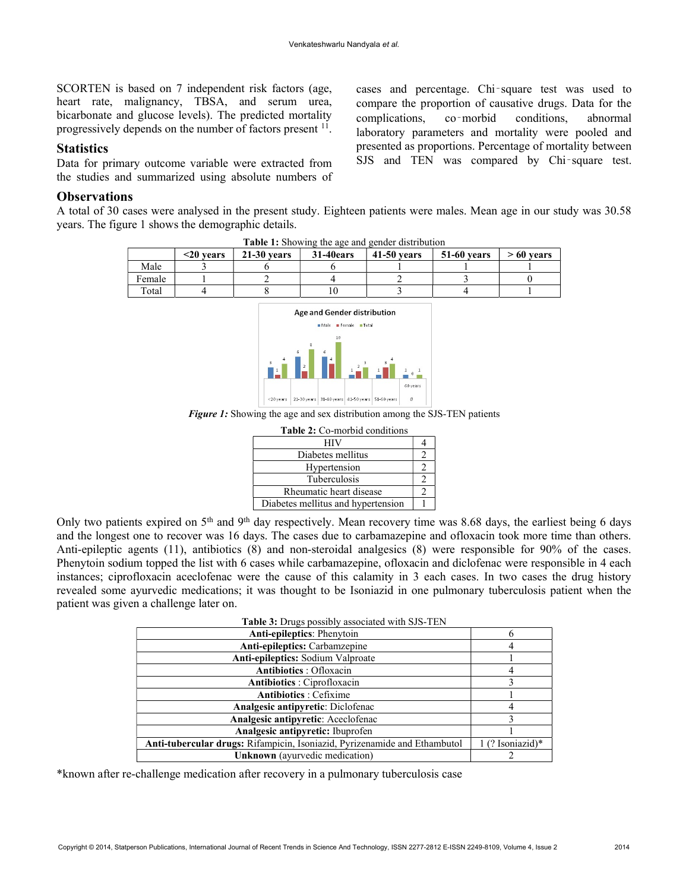SCORTEN is based on 7 independent risk factors (age, heart rate, malignancy, TBSA, and serum urea, bicarbonate and glucose levels). The predicted mortality progressively depends on the number of factors present [11].

## Statistics

Data for primary outcome variable were extracted from the studies and summarized using absolute numbers of cases and percentage. Chi-square test was used to compare the proportion of causative drugs. Data for the complications, co-morbid conditions, abnormal laboratory parameters and mortality were pooled and presented as proportions. Percentage of mortality between SJS and TEN was compared by Chi-square test.

## Observations

A total of 30 cases were analysed in the present study. Eighteen patients were males. Mean age in our study was 30.58 years. The figure 1 shows the demographic details.

**Table 1:** Showing the age and gender distribution

| | <20 years | 21-30 years | 31-40ears | 41-50 years | 51-60 years | > 60 years |
|---|---|---|---|---|---|---|
| Male | 3 | 6 | 6 | 1 | 1 | 1 |
| Female | 1 | 2 | 4 | 2 | 3 | 0 |
| Total | 4 | 8 | 10 | 3 | 4 | 1 |

*Figure 1:* Showing the age and sex distribution among the SJS-TEN patients

**Table 2:** Co-morbid conditions

| | |
|---|---|
| HIV | 4 |
| Diabetes mellitus | 2 |
| Hypertension | 2 |
| Tuberculosis | 2 |
| Rheumatic heart disease | 2 |
| Diabetes mellitus and hypertension | 1 |

Only two patients expired on 5th and 9th day respectively. Mean recovery time was 8.68 days, the earliest being 6 days and the longest one to recover was 16 days. The cases due to carbamazepine and ofloxacin took more time than others. Anti-epileptic agents (11), antibiotics (8) and non-steroidal analgesics (8) were responsible for 90% of the cases. Phenytoin sodium topped the list with 6 cases while carbamazepine, ofloxacin and diclofenac were responsible in 4 each instances; ciprofloxacin aceclofenac were the cause of this calamity in 3 each cases. In two cases the drug history revealed some ayurvedic medications; it was thought to be Isoniazid in one pulmonary tuberculosis patient when the patient was given a challenge later on.

**Table 3:** Drugs possibly associated with SJS-TEN

| | |
|---|---|
| **Anti-epileptics**: Phenytoin | 6 |
| **Anti-epileptics:** Carbamzepine | 4 |
| **Anti-epileptics:** Sodium Valproate | 1 |
| **Antibiotics** : Ofloxacin | 4 |
| **Antibiotics** : Ciprofloxacin | 3 |
| **Antibiotics** : Cefixime | 1 |
| **Analgesic antipyretic**: Diclofenac | 4 |
| **Analgesic antipyretic**: Aceclofenac | 3 |
| **Analgesic antipyretic:** Ibuprofen | 1 |
| **Anti-tubercular drugs:** Rifampicin, Isoniazid, Pyrizenamide and Ethambutol | 1 (? Isoniazid)* |
| **Unknown** (ayurvedic medication) | 2 |

*known after re-challenge medication after recovery in a pulmonary tuberculosis case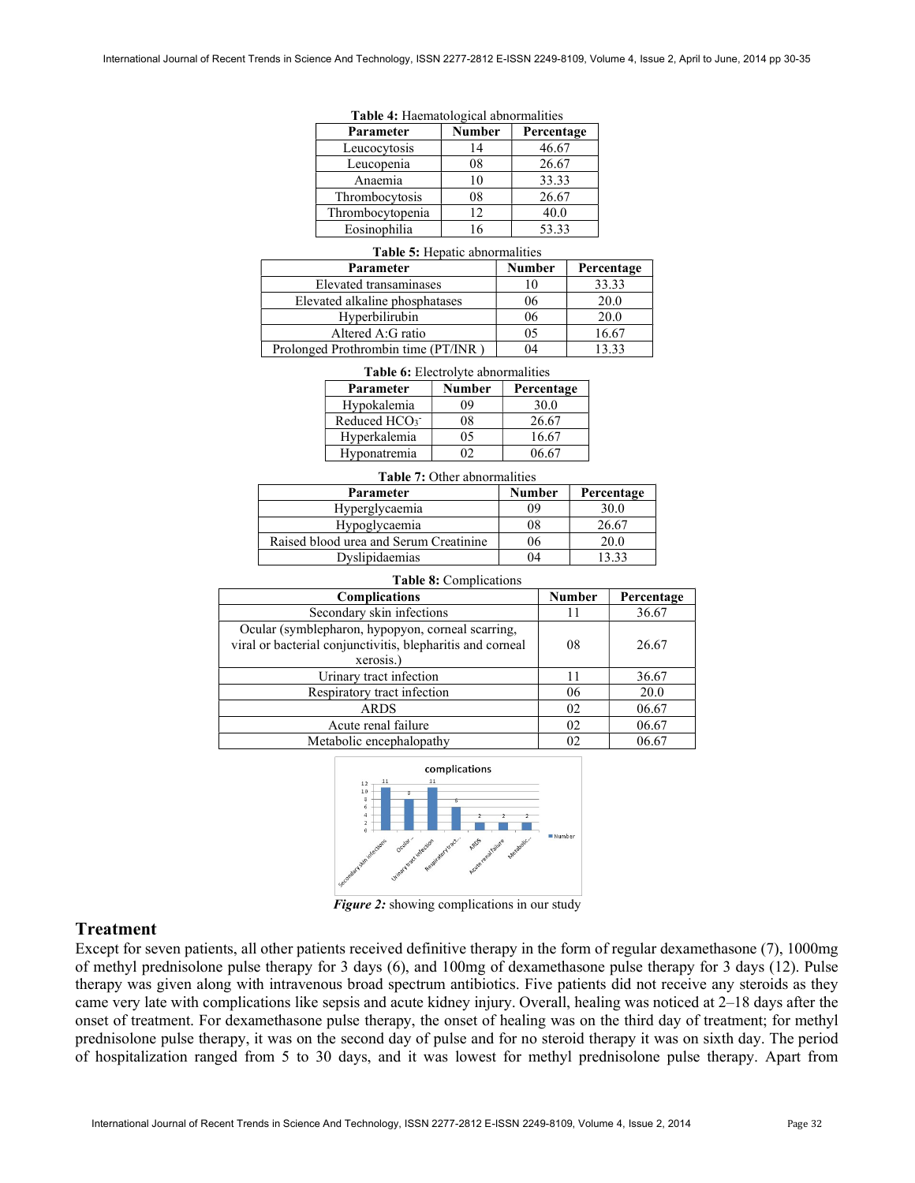**Table 4:** Haematological abnormalities

| Parameter | Number | Percentage |
|---|---|---|
| Leucocytosis | 14 | 46.67 |
| Leucopenia | 08 | 26.67 |
| Anaemia | 10 | 33.33 |
| Thrombocytosis | 08 | 26.67 |
| Thrombocytopenia | 12 | 40.0 |
| Eosinophilia | 16 | 53.33 |

**Table 5:** Hepatic abnormalities

| Parameter | Number | Percentage |
|---|---|---|
| Elevated transaminases | 10 | 33.33 |
| Elevated alkaline phosphatases | 06 | 20.0 |
| Hyperbilirubin | 06 | 20.0 |
| Altered A:G ratio | 05 | 16.67 |
| Prolonged Prothrombin time (PT/INR ) | 04 | 13.33 |

**Table 6:** Electrolyte abnormalities

| Parameter | Number | Percentage |
|---|---|---|
| Hypokalemia | 09 | 30.0 |
| Reduced $HCO_3^-$ | 08 | 26.67 |
| Hyperkalemia | 05 | 16.67 |
| Hyponatremia | 02 | 06.67 |

**Table 7:** Other abnormalities

| Parameter | Number | Percentage |
|---|---|---|
| Hyperglycaemia | 09 | 30.0 |
| Hypoglycaemia | 08 | 26.67 |
| Raised blood urea and Serum Creatinine | 06 | 20.0 |
| Dyslipidaemias | 04 | 13.33 |

**Table 8:** Complications

| Complications | Number | Percentage |
|---|---|---|
| Secondary skin infections | 11 | 36.67 |
| Ocular (symblepharon, hypopyon, corneal scarring, viral or bacterial conjunctivitis, blepharitis and corneal xerosis.) | 08 | 26.67 |
| Urinary tract infection | 11 | 36.67 |
| Respiratory tract infection | 06 | 20.0 |
| ARDS | 02 | 06.67 |
| Acute renal failure | 02 | 06.67 |
| Metabolic encephalopathy | 02 | 06.67 |

***Figure 2:*** showing complications in our study

## Treatment

Except for seven patients, all other patients received definitive therapy in the form of regular dexamethasone (7), 1000mg of methyl prednisolone pulse therapy for 3 days (6), and 100mg of dexamethasone pulse therapy for 3 days (12). Pulse therapy was given along with intravenous broad spectrum antibiotics. Five patients did not receive any steroids as they came very late with complications like sepsis and acute kidney injury. Overall, healing was noticed at 2–18 days after the onset of treatment. For dexamethasone pulse therapy, the onset of healing was on the third day of treatment; for methyl prednisolone pulse therapy, it was on the second day of pulse and for no steroid therapy it was on sixth day. The period of hospitalization ranged from 5 to 30 days, and it was lowest for methyl prednisolone pulse therapy. Apart from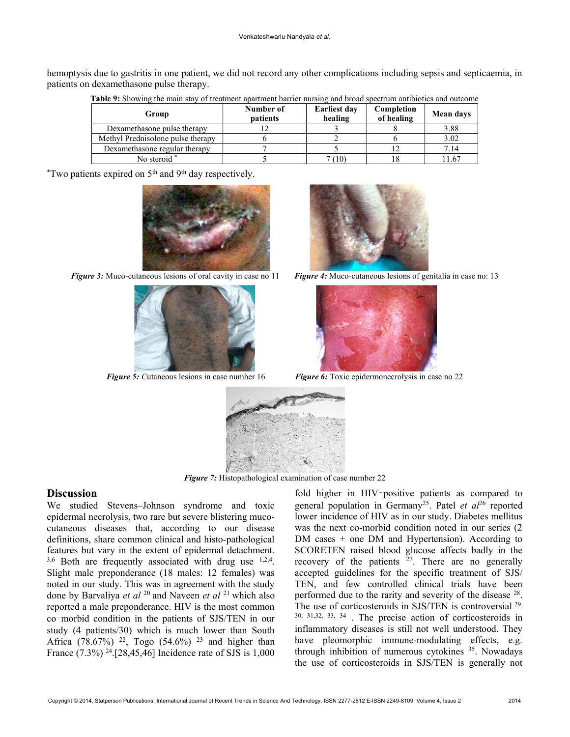hemoptysis due to gastritis in one patient, we did not record any other complications including sepsis and septicaemia, in patients on dexamethasone pulse therapy.

**Table 9:** Showing the main stay of treatment apartment barrier nursing and broad spectrum antibiotics and outcome

| Group | Number of patients | Earliest day healing | Completion of healing | Mean days |
|---|---|---|---|---|
| Dexamethasone pulse therapy | 12 | 3 | 8 | 3.88 |
| Methyl Prednisolone pulse therapy | 6 | 2 | 6 | 3.02 |
| Dexamethasone regular therapy | 7 | 5 | 12 | 7.14 |
| No steroid * | 5 | 7 (10) | 18 | 11.67 |

*Two patients expired on 5th and 9th day respectively.

***Figure 3:*** Muco-cutaneous lesions of oral cavity in case no 11

***Figure 4:*** Muco-cutaneous lesions of genitalia in case no: 13

***Figure 5:*** *C*utaneous lesions in case number 16

***Figure 6:*** Toxic epidermonecrolysis in case no 22

***Figure 7:*** Histopathological examination of case number 22

## Discussion

We studied Stevens–Johnson syndrome and toxic epidermal necrolysis, two rare but severe blistering muco-cutaneous diseases that, according to our disease definitions, share common clinical and histo-pathological features but vary in the extent of epidermal detachment.[3,6] Both are frequently associated with drug use [1,2,4]. Slight male preponderance (18 males: 12 females) was noted in our study. This was in agreement with the study done by Barvaliya *et al* [20] and Naveen *et al* [21] which also reported a male preponderance. HIV is the most common co-morbid condition in the patients of SJS/TEN in our study (4 patients/30) which is much lower than South Africa (78.67%) [22], Togo (54.6%) [23] and higher than France (7.3%) [24].[28,45,46] Incidence rate of SJS is 1,000 fold higher in HIV-positive patients as compared to general population in Germany[25]. Patel *et al*[26] reported lower incidence of HIV as in our study. Diabetes mellitus was the next co-morbid condition noted in our series (2 DM cases + one DM and Hypertension). According to SCORETEN raised blood glucose affects badly in the recovery of the patients [27]. There are no generally accepted guidelines for the specific treatment of SJS/ TEN, and few controlled clinical trials have been performed due to the rarity and severity of the disease [28]. The use of corticosteroids in SJS/TEN is controversial [29, 30, 31,32, 33, 34]. The precise action of corticosteroids in inflammatory diseases is still not well understood. They have pleomorphic immune-modulating effects, e.g. through inhibition of numerous cytokines [35]. Nowadays the use of corticosteroids in SJS/TEN is generally not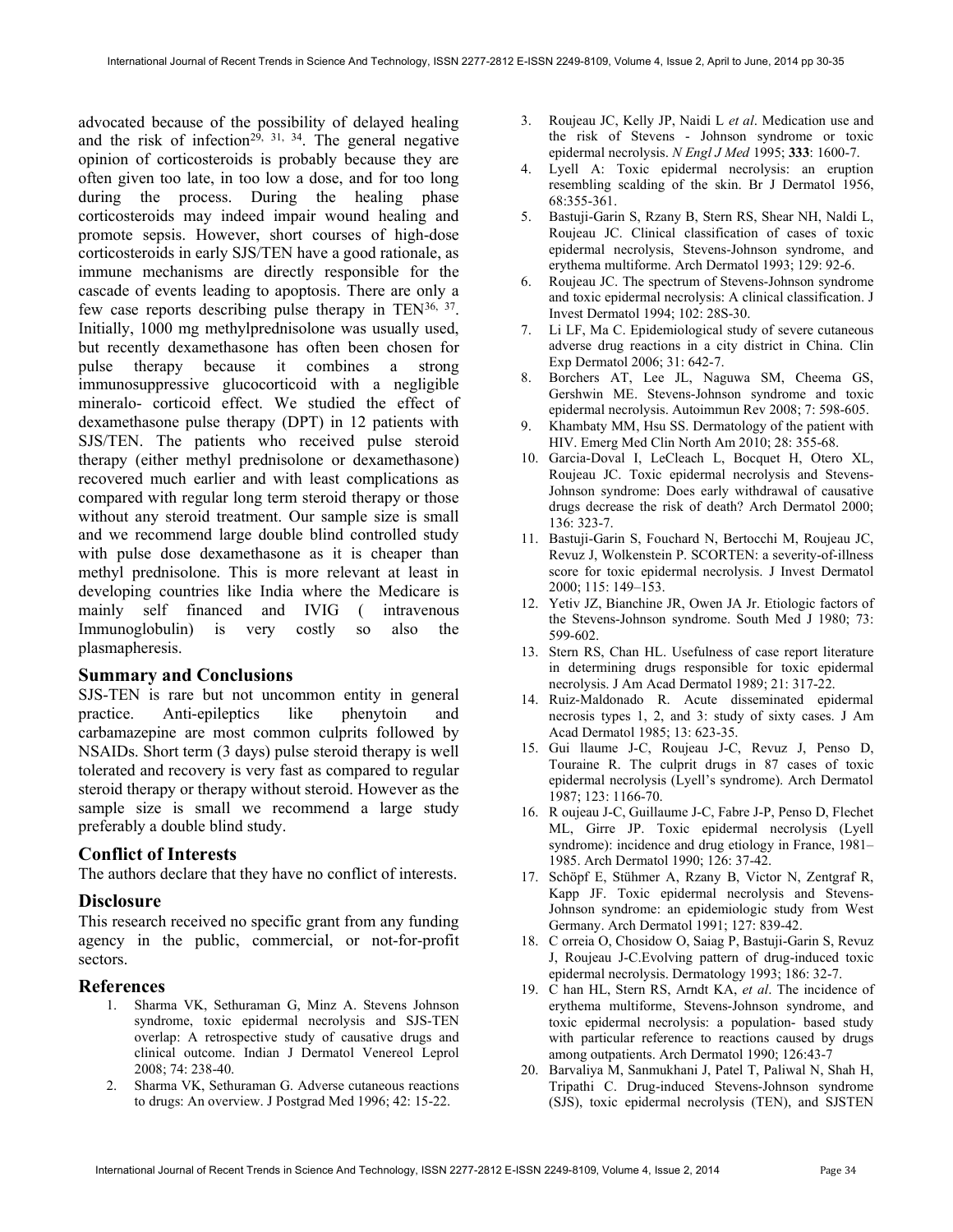advocated because of the possibility of delayed healing and the risk of infection[29, 31, 34]. The general negative opinion of corticosteroids is probably because they are often given too late, in too low a dose, and for too long during the process. During the healing phase corticosteroids may indeed impair wound healing and promote sepsis. However, short courses of high-dose corticosteroids in early SJS/TEN have a good rationale, as immune mechanisms are directly responsible for the cascade of events leading to apoptosis. There are only a few case reports describing pulse therapy in TEN[36, 37]. Initially, 1000 mg methylprednisolone was usually used, but recently dexamethasone has often been chosen for pulse therapy because it combines a strong immunosuppressive glucocorticoid with a negligible mineralo- corticoid effect. We studied the effect of dexamethasone pulse therapy (DPT) in 12 patients with SJS/TEN. The patients who received pulse steroid therapy (either methyl prednisolone or dexamethasone) recovered much earlier and with least complications as compared with regular long term steroid therapy or those without any steroid treatment. Our sample size is small and we recommend large double blind controlled study with pulse dose dexamethasone as it is cheaper than methyl prednisolone. This is more relevant at least in developing countries like India where the Medicare is mainly self financed and IVIG ( intravenous Immunoglobulin) is very costly so also the plasmapheresis.

## Summary and Conclusions

SJS-TEN is rare but not uncommon entity in general practice. Anti-epileptics like phenytoin and carbamazepine are most common culprits followed by NSAIDs. Short term (3 days) pulse steroid therapy is well tolerated and recovery is very fast as compared to regular steroid therapy or therapy without steroid. However as the sample size is small we recommend a large study preferably a double blind study.

## Conflict of Interests

The authors declare that they have no conflict of interests.

## Disclosure

This research received no specific grant from any funding agency in the public, commercial, or not-for-profit sectors.

## References

1. Sharma VK, Sethuraman G, Minz A. Stevens Johnson syndrome, toxic epidermal necrolysis and SJS-TEN overlap: A retrospective study of causative drugs and clinical outcome. Indian J Dermatol Venereol Leprol 2008; 74: 238-40.
2. Sharma VK, Sethuraman G. Adverse cutaneous reactions to drugs: An overview. J Postgrad Med 1996; 42: 15-22.
3. Roujeau JC, Kelly JP, Naidi L *et al*. Medication use and the risk of Stevens - Johnson syndrome or toxic epidermal necrolysis. *N Engl J Med* 1995; **333**: 1600-7.
4. Lyell A: Toxic epidermal necrolysis: an eruption resembling scalding of the skin. Br J Dermatol 1956, 68:355-361.
5. Bastuji-Garin S, Rzany B, Stern RS, Shear NH, Naldi L, Roujeau JC. Clinical classification of cases of toxic epidermal necrolysis, Stevens-Johnson syndrome, and erythema multiforme. Arch Dermatol 1993; 129: 92-6.
6. Roujeau JC. The spectrum of Stevens-Johnson syndrome and toxic epidermal necrolysis: A clinical classification. J Invest Dermatol 1994; 102: 28S-30.
7. Li LF, Ma C. Epidemiological study of severe cutaneous adverse drug reactions in a city district in China. Clin Exp Dermatol 2006; 31: 642-7.
8. Borchers AT, Lee JL, Naguwa SM, Cheema GS, Gershwin ME. Stevens-Johnson syndrome and toxic epidermal necrolysis. Autoimmun Rev 2008; 7: 598-605.
9. Khambaty MM, Hsu SS. Dermatology of the patient with HIV. Emerg Med Clin North Am 2010; 28: 355-68.
10. Garcia-Doval I, LeCleach L, Bocquet H, Otero XL, Roujeau JC. Toxic epidermal necrolysis and Stevens-Johnson syndrome: Does early withdrawal of causative drugs decrease the risk of death? Arch Dermatol 2000; 136: 323-7.
11. Bastuji-Garin S, Fouchard N, Bertocchi M, Roujeau JC, Revuz J, Wolkenstein P. SCORTEN: a severity-of-illness score for toxic epidermal necrolysis. J Invest Dermatol 2000; 115: 149–153.
12. Yetiv JZ, Bianchine JR, Owen JA Jr. Etiologic factors of the Stevens-Johnson syndrome. South Med J 1980; 73: 599-602.
13. Stern RS, Chan HL. Usefulness of case report literature in determining drugs responsible for toxic epidermal necrolysis. J Am Acad Dermatol 1989; 21: 317-22.
14. Ruiz-Maldonado R. Acute disseminated epidermal necrosis types 1, 2, and 3: study of sixty cases. J Am Acad Dermatol 1985; 13: 623-35.
15. Gui llaume J-C, Roujeau J-C, Revuz J, Penso D, Touraine R. The culprit drugs in 87 cases of toxic epidermal necrolysis (Lyell's syndrome). Arch Dermatol 1987; 123: 1166-70.
16. R oujeau J-C, Guillaume J-C, Fabre J-P, Penso D, Flechet ML, Girre JP. Toxic epidermal necrolysis (Lyell syndrome): incidence and drug etiology in France, 1981–1985. Arch Dermatol 1990; 126: 37-42.
17. Schöpf E, Stühmer A, Rzany B, Victor N, Zentgraf R, Kapp JF. Toxic epidermal necrolysis and Stevens-Johnson syndrome: an epidemiologic study from West Germany. Arch Dermatol 1991; 127: 839-42.
18. C orreia O, Chosidow O, Saiag P, Bastuji-Garin S, Revuz J, Roujeau J-C.Evolving pattern of drug-induced toxic epidermal necrolysis. Dermatology 1993; 186: 32-7.
19. C han HL, Stern RS, Arndt KA, *et al*. The incidence of erythema multiforme, Stevens-Johnson syndrome, and toxic epidermal necrolysis: a population- based study with particular reference to reactions caused by drugs among outpatients. Arch Dermatol 1990; 126:43-7
20. Barvaliya M, Sanmukhani J, Patel T, Paliwal N, Shah H, Tripathi C. Drug-induced Stevens-Johnson syndrome (SJS), toxic epidermal necrolysis (TEN), and SJSTEN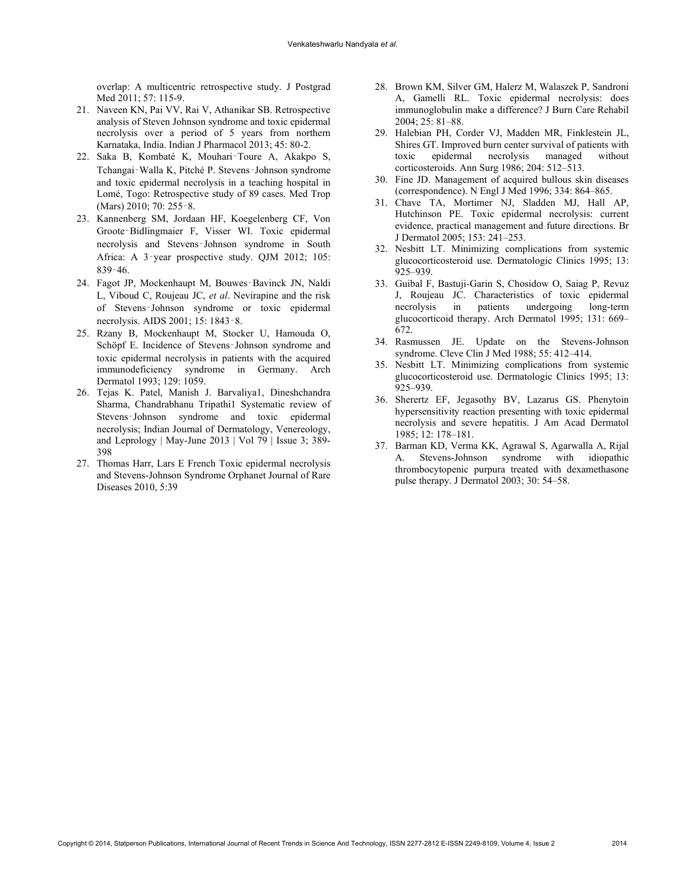overlap: A multicentric retrospective study. J Postgrad Med 2011; 57: 115-9.

21. Naveen KN, Pai VV, Rai V, Athanikar SB. Retrospective analysis of Steven Johnson syndrome and toxic epidermal necrolysis over a period of 5 years from northern Karnataka, India. Indian J Pharmacol 2013; 45: 80-2.
22. Saka B, Kombaté K, Mouhari‑Toure A, Akakpo S, Tchangai‑Walla K, Pitché P. Stevens‑Johnson syndrome and toxic epidermal necrolysis in a teaching hospital in Lomé, Togo: Retrospective study of 89 cases. Med Trop (Mars) 2010; 70: 255‑8.
23. Kannenberg SM, Jordaan HF, Koegelenberg CF, Von Groote‑Bidlingmaier F, Visser WI. Toxic epidermal necrolysis and Stevens‑Johnson syndrome in South Africa: A 3‑year prospective study. QJM 2012; 105: 839‑46.
24. Fagot JP, Mockenhaupt M, Bouwes‑Bavinck JN, Naldi L, Viboud C, Roujeau JC, *et al*. Nevirapine and the risk of Stevens‑Johnson syndrome or toxic epidermal necrolysis. AIDS 2001; 15: 1843‑8.
25. Rzany B, Mockenhaupt M, Stocker U, Hamouda O, Schöpf E. Incidence of Stevens‑Johnson syndrome and toxic epidermal necrolysis in patients with the acquired immunodeficiency syndrome in Germany. Arch Dermatol 1993; 129: 1059.
26. Tejas K. Patel, Manish J. Barvaliya1, Dineshchandra Sharma, Chandrabhanu Tripathi1 Systematic review of Stevens‑Johnson syndrome and toxic epidermal necrolysis; Indian Journal of Dermatology, Venereology, and Leprology | May-June 2013 | Vol 79 | Issue 3; 389-398
27. Thomas Harr, Lars E French Toxic epidermal necrolysis and Stevens-Johnson Syndrome Orphanet Journal of Rare Diseases 2010, 5:39
28. Brown KM, Silver GM, Halerz M, Walaszek P, Sandroni A, Gamelli RL. Toxic epidermal necrolysis: does immunoglobulin make a difference? J Burn Care Rehabil 2004; 25: 81–88.
29. Halebian PH, Corder VJ, Madden MR, Finklestein JL, Shires GT. Improved burn center survival of patients with toxic epidermal necrolysis managed without corticosteroids. Ann Surg 1986; 204: 512–513.
30. Fine JD. Management of acquired bullous skin diseases (correspondence). N Engl J Med 1996; 334: 864–865.
31. Chave TA, Mortimer NJ, Sladden MJ, Hall AP, Hutchinson PE. Toxic epidermal necrolysis: current evidence, practical management and future directions. Br J Dermatol 2005; 153: 241–253.
32. Nesbitt LT. Minimizing complications from systemic glucocorticosteroid use. Dermatologic Clinics 1995; 13: 925–939.
33. Guibal F, Bastuji-Garin S, Chosidow O, Saiag P, Revuz J, Roujeau JC. Characteristics of toxic epidermal necrolysis in patients undergoing long-term glucocorticoid therapy. Arch Dermatol 1995; 131: 669–672.
34. Rasmussen JE. Update on the Stevens-Johnson syndrome. Cleve Clin J Med 1988; 55: 412–414.
35. Nesbitt LT. Minimizing complications from systemic glucocorticosteroid use. Dermatologic Clinics 1995; 13: 925–939.
36. Sherertz EF, Jegasothy BV, Lazarus GS. Phenytoin hypersensitivity reaction presenting with toxic epidermal necrolysis and severe hepatitis. J Am Acad Dermatol 1985; 12: 178–181.
37. Barman KD, Verma KK, Agrawal S, Agarwalla A, Rijal A. Stevens-Johnson syndrome with idiopathic thrombocytopenic purpura treated with dexamethasone pulse therapy. J Dermatol 2003; 30: 54–58.